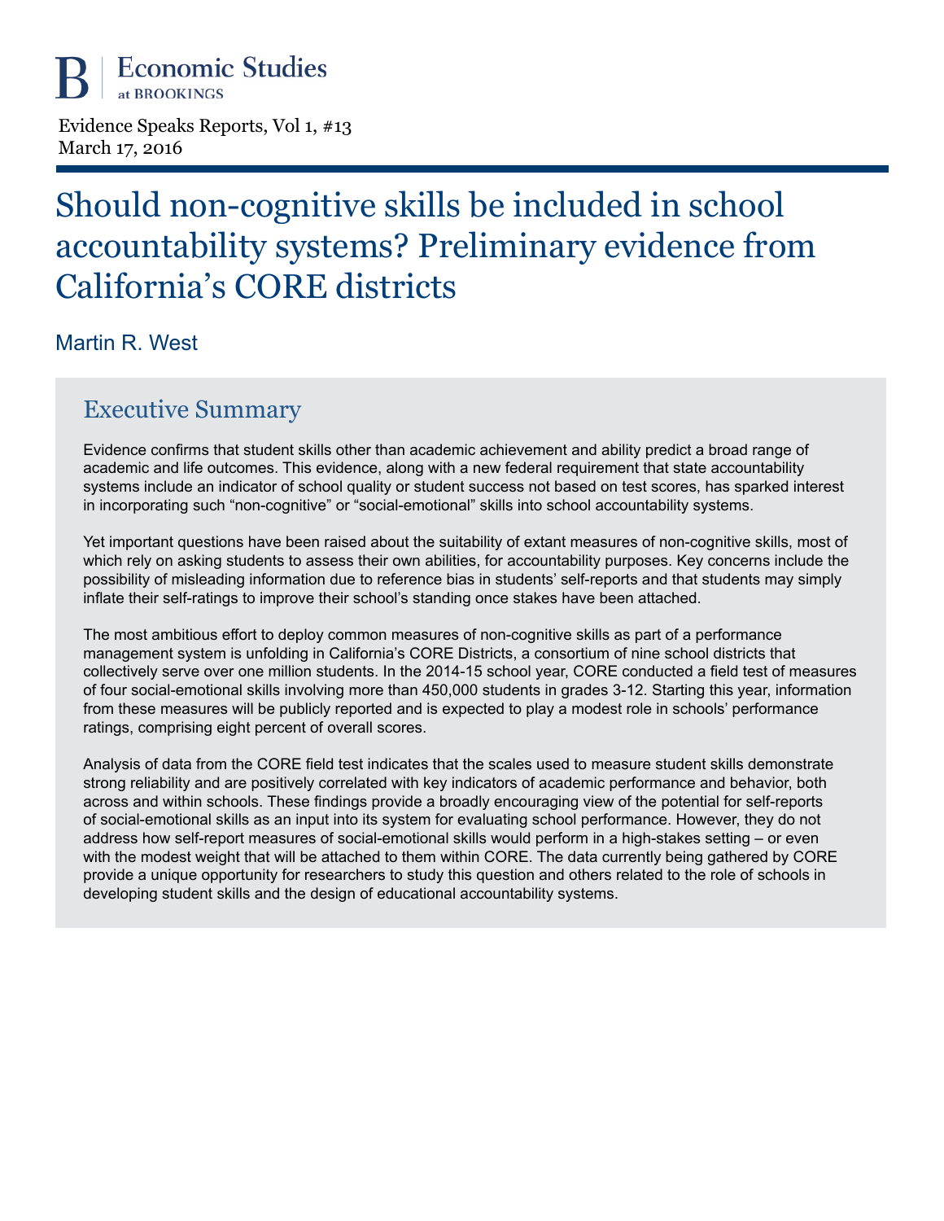Economic Studies at BROOKINGS

Evidence Speaks Reports, Vol 1, #13
March 17, 2016

# Should non-cognitive skills be included in school accountability systems? Preliminary evidence from California's CORE districts

Martin R. West

## Executive Summary

Evidence confirms that student skills other than academic achievement and ability predict a broad range of academic and life outcomes. This evidence, along with a new federal requirement that state accountability systems include an indicator of school quality or student success not based on test scores, has sparked interest in incorporating such "non-cognitive" or "social-emotional" skills into school accountability systems.

Yet important questions have been raised about the suitability of extant measures of non-cognitive skills, most of which rely on asking students to assess their own abilities, for accountability purposes. Key concerns include the possibility of misleading information due to reference bias in students' self-reports and that students may simply inflate their self-ratings to improve their school's standing once stakes have been attached.

The most ambitious effort to deploy common measures of non-cognitive skills as part of a performance management system is unfolding in California's CORE Districts, a consortium of nine school districts that collectively serve over one million students. In the 2014-15 school year, CORE conducted a field test of measures of four social-emotional skills involving more than 450,000 students in grades 3-12. Starting this year, information from these measures will be publicly reported and is expected to play a modest role in schools' performance ratings, comprising eight percent of overall scores.

Analysis of data from the CORE field test indicates that the scales used to measure student skills demonstrate strong reliability and are positively correlated with key indicators of academic performance and behavior, both across and within schools. These findings provide a broadly encouraging view of the potential for self-reports of social-emotional skills as an input into its system for evaluating school performance. However, they do not address how self-report measures of social-emotional skills would perform in a high-stakes setting – or even with the modest weight that will be attached to them within CORE. The data currently being gathered by CORE provide a unique opportunity for researchers to study this question and others related to the role of schools in developing student skills and the design of educational accountability systems.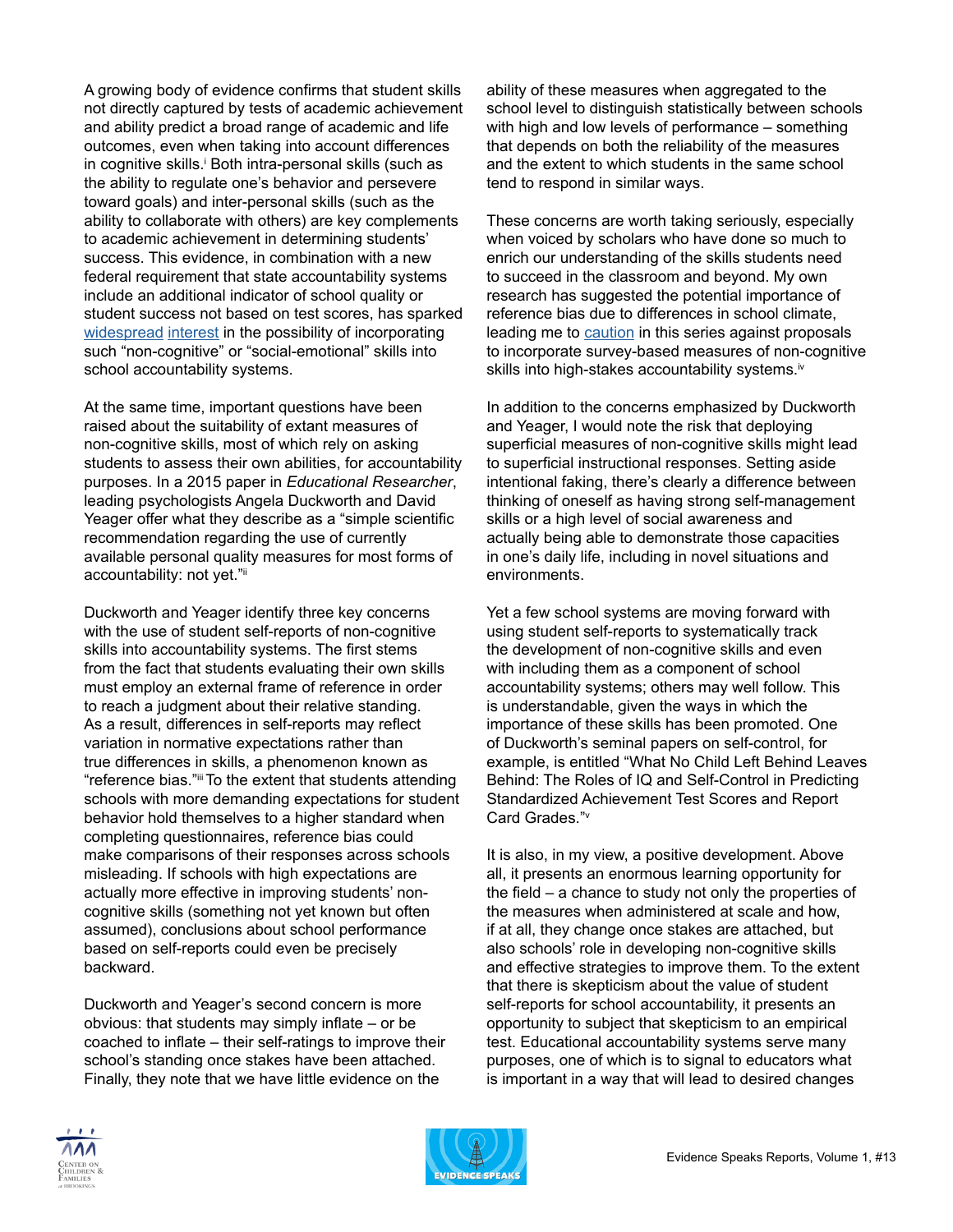A growing body of evidence confirms that student skills not directly captured by tests of academic achievement and ability predict a broad range of academic and life outcomes, even when taking into account differences in cognitive skills.[i] Both intra-personal skills (such as the ability to regulate one's behavior and persevere toward goals) and inter-personal skills (such as the ability to collaborate with others) are key complements to academic achievement in determining students' success. This evidence, in combination with a new federal requirement that state accountability systems include an additional indicator of school quality or student success not based on test scores, has sparked widespread interest in the possibility of incorporating such "non-cognitive" or "social-emotional" skills into school accountability systems.

At the same time, important questions have been raised about the suitability of extant measures of non-cognitive skills, most of which rely on asking students to assess their own abilities, for accountability purposes. In a 2015 paper in *Educational Researcher*, leading psychologists Angela Duckworth and David Yeager offer what they describe as a "simple scientific recommendation regarding the use of currently available personal quality measures for most forms of accountability: not yet."[ii]

Duckworth and Yeager identify three key concerns with the use of student self-reports of non-cognitive skills into accountability systems. The first stems from the fact that students evaluating their own skills must employ an external frame of reference in order to reach a judgment about their relative standing. As a result, differences in self-reports may reflect variation in normative expectations rather than true differences in skills, a phenomenon known as "reference bias."[iii] To the extent that students attending schools with more demanding expectations for student behavior hold themselves to a higher standard when completing questionnaires, reference bias could make comparisons of their responses across schools misleading. If schools with high expectations are actually more effective in improving students' non-cognitive skills (something not yet known but often assumed), conclusions about school performance based on self-reports could even be precisely backward.

Duckworth and Yeager's second concern is more obvious: that students may simply inflate – or be coached to inflate – their self-ratings to improve their school's standing once stakes have been attached. Finally, they note that we have little evidence on the ability of these measures when aggregated to the school level to distinguish statistically between schools with high and low levels of performance – something that depends on both the reliability of the measures and the extent to which students in the same school tend to respond in similar ways.

These concerns are worth taking seriously, especially when voiced by scholars who have done so much to enrich our understanding of the skills students need to succeed in the classroom and beyond. My own research has suggested the potential importance of reference bias due to differences in school climate, leading me to caution in this series against proposals to incorporate survey-based measures of non-cognitive skills into high-stakes accountability systems.[iv]

In addition to the concerns emphasized by Duckworth and Yeager, I would note the risk that deploying superficial measures of non-cognitive skills might lead to superficial instructional responses. Setting aside intentional faking, there's clearly a difference between thinking of oneself as having strong self-management skills or a high level of social awareness and actually being able to demonstrate those capacities in one's daily life, including in novel situations and environments.

Yet a few school systems are moving forward with using student self-reports to systematically track the development of non-cognitive skills and even with including them as a component of school accountability systems; others may well follow. This is understandable, given the ways in which the importance of these skills has been promoted. One of Duckworth's seminal papers on self-control, for example, is entitled "What No Child Left Behind Leaves Behind: The Roles of IQ and Self-Control in Predicting Standardized Achievement Test Scores and Report Card Grades."[v]

It is also, in my view, a positive development. Above all, it presents an enormous learning opportunity for the field – a chance to study not only the properties of the measures when administered at scale and how, if at all, they change once stakes are attached, but also schools' role in developing non-cognitive skills and effective strategies to improve them. To the extent that there is skepticism about the value of student self-reports for school accountability, it presents an opportunity to subject that skepticism to an empirical test. Educational accountability systems serve many purposes, one of which is to signal to educators what is important in a way that will lead to desired changes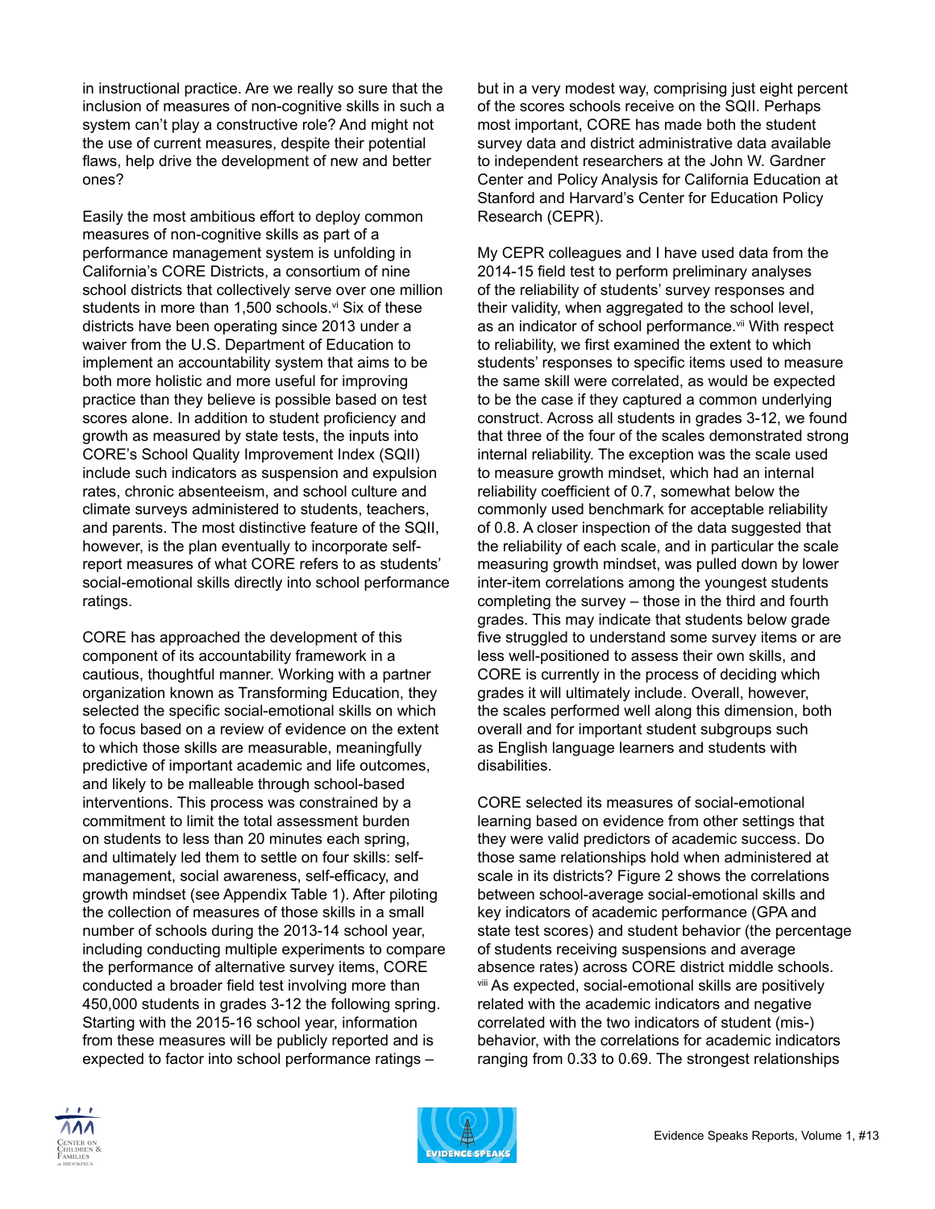in instructional practice. Are we really so sure that the inclusion of measures of non-cognitive skills in such a system can't play a constructive role? And might not the use of current measures, despite their potential flaws, help drive the development of new and better ones?

Easily the most ambitious effort to deploy common measures of non-cognitive skills as part of a performance management system is unfolding in California's CORE Districts, a consortium of nine school districts that collectively serve over one million students in more than 1,500 schools.[vi] Six of these districts have been operating since 2013 under a waiver from the U.S. Department of Education to implement an accountability system that aims to be both more holistic and more useful for improving practice than they believe is possible based on test scores alone. In addition to student proficiency and growth as measured by state tests, the inputs into CORE's School Quality Improvement Index (SQII) include such indicators as suspension and expulsion rates, chronic absenteeism, and school culture and climate surveys administered to students, teachers, and parents. The most distinctive feature of the SQII, however, is the plan eventually to incorporate self-report measures of what CORE refers to as students' social-emotional skills directly into school performance ratings.

CORE has approached the development of this component of its accountability framework in a cautious, thoughtful manner. Working with a partner organization known as Transforming Education, they selected the specific social-emotional skills on which to focus based on a review of evidence on the extent to which those skills are measurable, meaningfully predictive of important academic and life outcomes, and likely to be malleable through school-based interventions. This process was constrained by a commitment to limit the total assessment burden on students to less than 20 minutes each spring, and ultimately led them to settle on four skills: self-management, social awareness, self-efficacy, and growth mindset (see Appendix Table 1). After piloting the collection of measures of those skills in a small number of schools during the 2013-14 school year, including conducting multiple experiments to compare the performance of alternative survey items, CORE conducted a broader field test involving more than 450,000 students in grades 3-12 the following spring. Starting with the 2015-16 school year, information from these measures will be publicly reported and is expected to factor into school performance ratings – but in a very modest way, comprising just eight percent of the scores schools receive on the SQII. Perhaps most important, CORE has made both the student survey data and district administrative data available to independent researchers at the John W. Gardner Center and Policy Analysis for California Education at Stanford and Harvard's Center for Education Policy Research (CEPR).

My CEPR colleagues and I have used data from the 2014-15 field test to perform preliminary analyses of the reliability of students' survey responses and their validity, when aggregated to the school level, as an indicator of school performance.[vii] With respect to reliability, we first examined the extent to which students' responses to specific items used to measure the same skill were correlated, as would be expected to be the case if they captured a common underlying construct. Across all students in grades 3-12, we found that three of the four of the scales demonstrated strong internal reliability. The exception was the scale used to measure growth mindset, which had an internal reliability coefficient of 0.7, somewhat below the commonly used benchmark for acceptable reliability of 0.8. A closer inspection of the data suggested that the reliability of each scale, and in particular the scale measuring growth mindset, was pulled down by lower inter-item correlations among the youngest students completing the survey – those in the third and fourth grades. This may indicate that students below grade five struggled to understand some survey items or are less well-positioned to assess their own skills, and CORE is currently in the process of deciding which grades it will ultimately include. Overall, however, the scales performed well along this dimension, both overall and for important student subgroups such as English language learners and students with disabilities.

CORE selected its measures of social-emotional learning based on evidence from other settings that they were valid predictors of academic success. Do those same relationships hold when administered at scale in its districts? Figure 2 shows the correlations between school-average social-emotional skills and key indicators of academic performance (GPA and state test scores) and student behavior (the percentage of students receiving suspensions and average absence rates) across CORE district middle schools.[viii] As expected, social-emotional skills are positively related with the academic indicators and negative correlated with the two indicators of student (mis-) behavior, with the correlations for academic indicators ranging from 0.33 to 0.69. The strongest relationships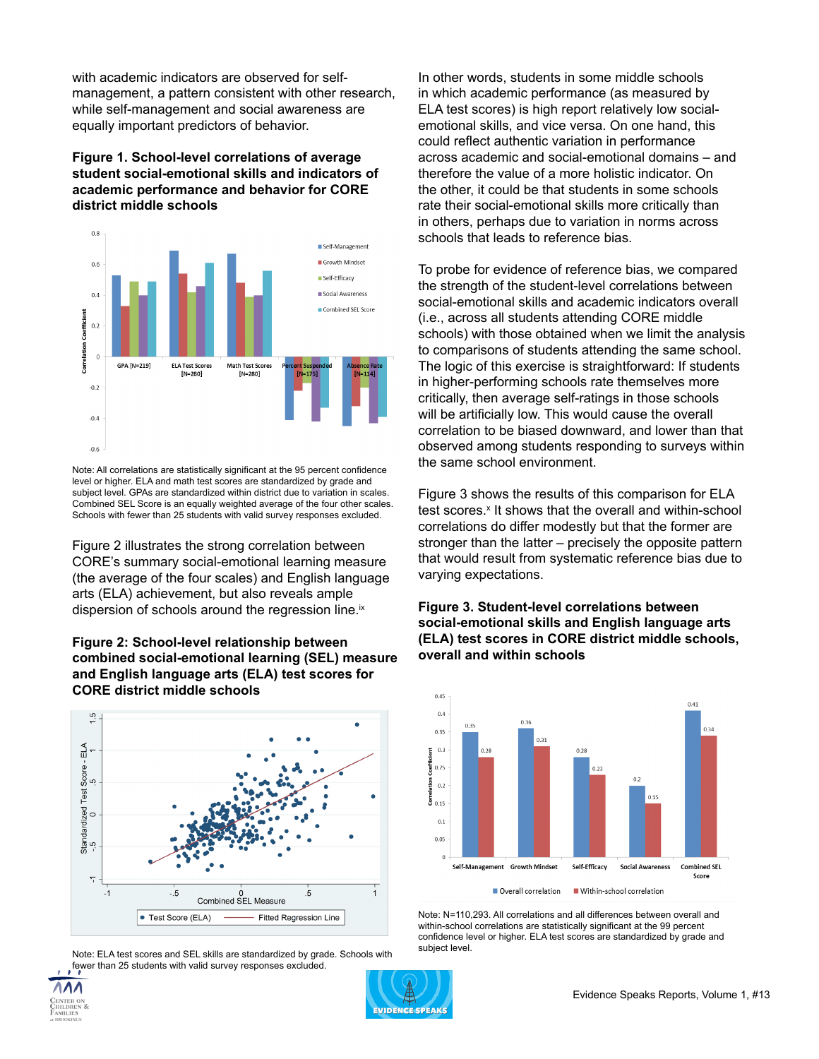with academic indicators are observed for self-management, a pattern consistent with other research, while self-management and social awareness are equally important predictors of behavior.

**Figure 1. School-level correlations of average student social-emotional skills and indicators of academic performance and behavior for CORE district middle schools**

Note: All correlations are statistically significant at the 95 percent confidence level or higher. ELA and math test scores are standardized by grade and subject level. GPAs are standardized within district due to variation in scales. Combined SEL Score is an equally weighted average of the four other scales. Schools with fewer than 25 students with valid survey responses excluded.

Figure 2 illustrates the strong correlation between CORE's summary social-emotional learning measure (the average of the four scales) and English language arts (ELA) achievement, but also reveals ample dispersion of schools around the regression line.[ix]

**Figure 2: School-level relationship between combined social-emotional learning (SEL) measure and English language arts (ELA) test scores for CORE district middle schools**

Note: ELA test scores and SEL skills are standardized by grade. Schools with fewer than 25 students with valid survey responses excluded.

In other words, students in some middle schools in which academic performance (as measured by ELA test scores) is high report relatively low social-emotional skills, and vice versa. On one hand, this could reflect authentic variation in performance across academic and social-emotional domains – and therefore the value of a more holistic indicator. On the other, it could be that students in some schools rate their social-emotional skills more critically than in others, perhaps due to variation in norms across schools that leads to reference bias.

To probe for evidence of reference bias, we compared the strength of the student-level correlations between social-emotional skills and academic indicators overall (i.e., across all students attending CORE middle schools) with those obtained when we limit the analysis to comparisons of students attending the same school. The logic of this exercise is straightforward: If students in higher-performing schools rate themselves more critically, then average self-ratings in those schools will be artificially low. This would cause the overall correlation to be biased downward, and lower than that observed among students responding to surveys within the same school environment.

Figure 3 shows the results of this comparison for ELA test scores.[x] It shows that the overall and within-school correlations do differ modestly but that the former are stronger than the latter – precisely the opposite pattern that would result from systematic reference bias due to varying expectations.

**Figure 3. Student-level correlations between social-emotional skills and English language arts (ELA) test scores in CORE district middle schools, overall and within schools**

Note: N=110,293. All correlations and all differences between overall and within-school correlations are statistically significant at the 99 percent confidence level or higher. ELA test scores are standardized by grade and subject level.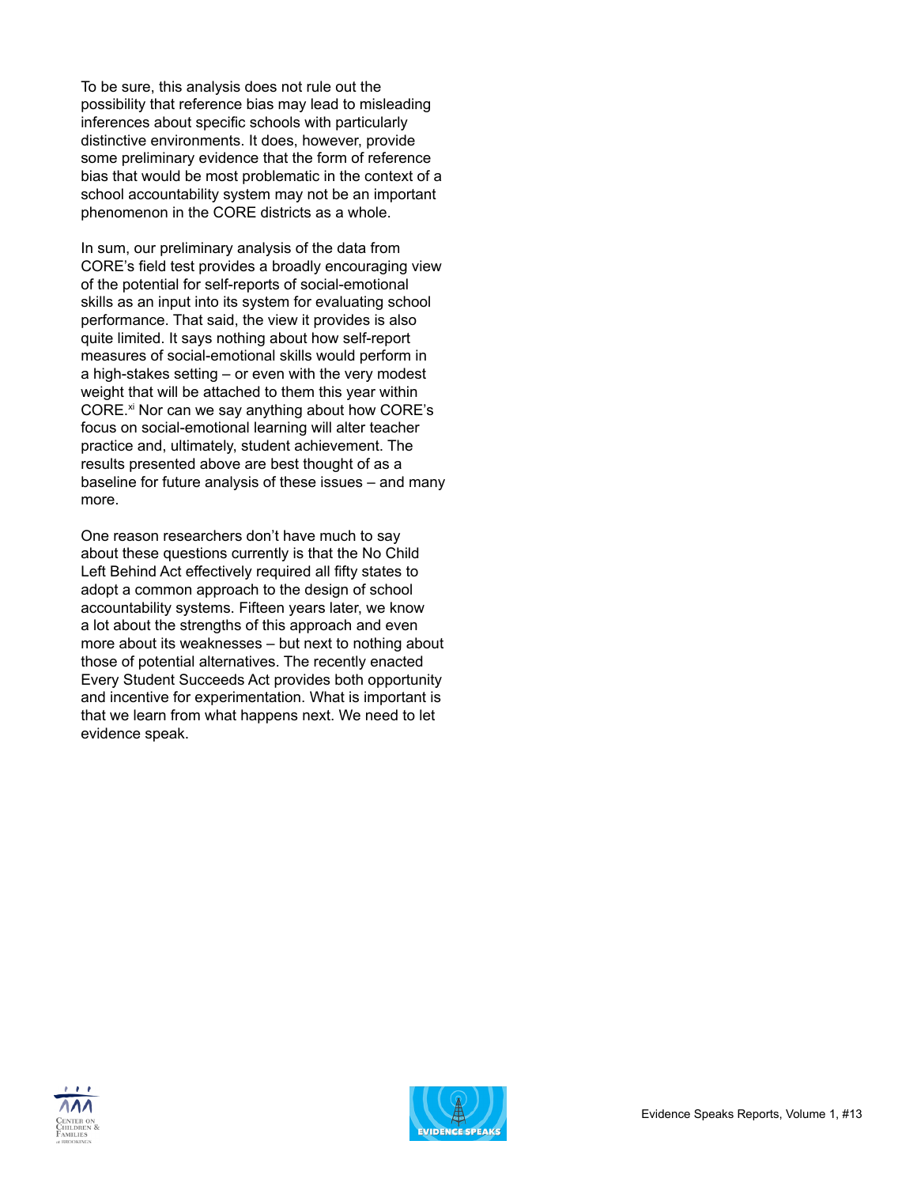To be sure, this analysis does not rule out the possibility that reference bias may lead to misleading inferences about specific schools with particularly distinctive environments. It does, however, provide some preliminary evidence that the form of reference bias that would be most problematic in the context of a school accountability system may not be an important phenomenon in the CORE districts as a whole.

In sum, our preliminary analysis of the data from CORE's field test provides a broadly encouraging view of the potential for self-reports of social-emotional skills as an input into its system for evaluating school performance. That said, the view it provides is also quite limited. It says nothing about how self-report measures of social-emotional skills would perform in a high-stakes setting – or even with the very modest weight that will be attached to them this year within CORE.[xi] Nor can we say anything about how CORE's focus on social-emotional learning will alter teacher practice and, ultimately, student achievement. The results presented above are best thought of as a baseline for future analysis of these issues – and many more.

One reason researchers don't have much to say about these questions currently is that the No Child Left Behind Act effectively required all fifty states to adopt a common approach to the design of school accountability systems. Fifteen years later, we know a lot about the strengths of this approach and even more about its weaknesses – but next to nothing about those of potential alternatives. The recently enacted Every Student Succeeds Act provides both opportunity and incentive for experimentation. What is important is that we learn from what happens next. We need to let evidence speak.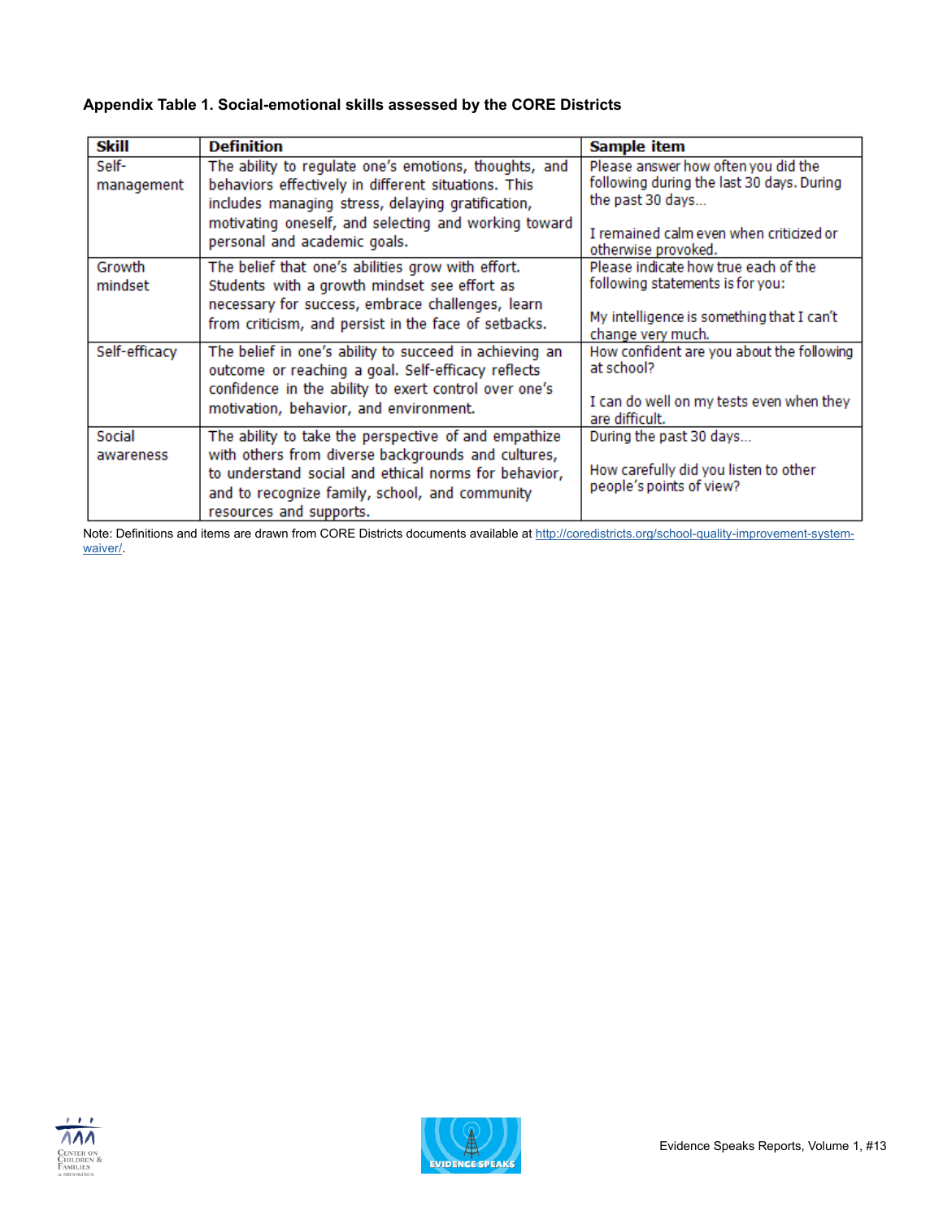**Appendix Table 1. Social-emotional skills assessed by the CORE Districts**

| Skill | Definition | Sample item |
|---|---|---|
| Self-management | The ability to regulate one's emotions, thoughts, and behaviors effectively in different situations. This includes managing stress, delaying gratification, motivating oneself, and selecting and working toward personal and academic goals. | Please answer how often you did the following during the last 30 days. During the past 30 days... I remained calm even when criticized or otherwise provoked. |
| Growth mindset | The belief that one's abilities grow with effort. Students with a growth mindset see effort as necessary for success, embrace challenges, learn from criticism, and persist in the face of setbacks. | Please indicate how true each of the following statements is for you: My intelligence is something that I can't change very much. |
| Self-efficacy | The belief in one's ability to succeed in achieving an outcome or reaching a goal. Self-efficacy reflects confidence in the ability to exert control over one's motivation, behavior, and environment. | How confident are you about the following at school? I can do well on my tests even when they are difficult. |
| Social awareness | The ability to take the perspective of and empathize with others from diverse backgrounds and cultures, to understand social and ethical norms for behavior, and to recognize family, school, and community resources and supports. | During the past 30 days... How carefully did you listen to other people's points of view? |

Note: Definitions and items are drawn from CORE Districts documents available at http://coredistricts.org/school-quality-improvement-system-waiver/.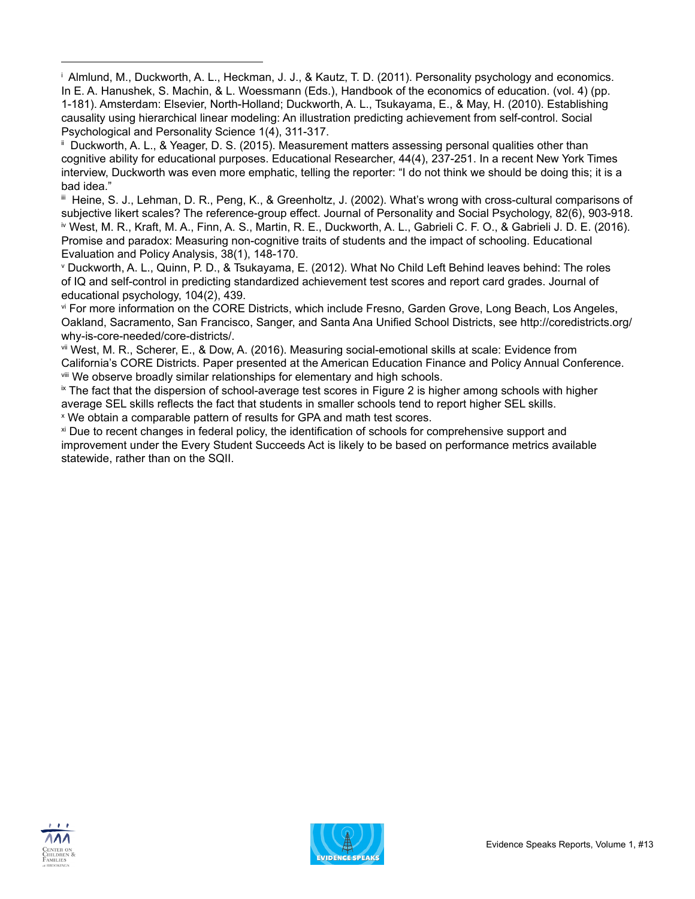[i] Almlund, M., Duckworth, A. L., Heckman, J. J., & Kautz, T. D. (2011). Personality psychology and economics. In E. A. Hanushek, S. Machin, & L. Woessmann (Eds.), Handbook of the economics of education. (vol. 4) (pp. 1-181). Amsterdam: Elsevier, North-Holland; Duckworth, A. L., Tsukayama, E., & May, H. (2010). Establishing causality using hierarchical linear modeling: An illustration predicting achievement from self-control. Social Psychological and Personality Science 1(4), 311-317.

[ii] Duckworth, A. L., & Yeager, D. S. (2015). Measurement matters assessing personal qualities other than cognitive ability for educational purposes. Educational Researcher, 44(4), 237-251. In a recent New York Times interview, Duckworth was even more emphatic, telling the reporter: "I do not think we should be doing this; it is a bad idea."

[iii] Heine, S. J., Lehman, D. R., Peng, K., & Greenholtz, J. (2002). What's wrong with cross-cultural comparisons of subjective likert scales? The reference-group effect. Journal of Personality and Social Psychology, 82(6), 903-918.

[iv] West, M. R., Kraft, M. A., Finn, A. S., Martin, R. E., Duckworth, A. L., Gabrieli C. F. O., & Gabrieli J. D. E. (2016). Promise and paradox: Measuring non-cognitive traits of students and the impact of schooling. Educational Evaluation and Policy Analysis, 38(1), 148-170.

[v] Duckworth, A. L., Quinn, P. D., & Tsukayama, E. (2012). What No Child Left Behind leaves behind: The roles of IQ and self-control in predicting standardized achievement test scores and report card grades. Journal of educational psychology, 104(2), 439.

[vi] For more information on the CORE Districts, which include Fresno, Garden Grove, Long Beach, Los Angeles, Oakland, Sacramento, San Francisco, Sanger, and Santa Ana Unified School Districts, see http://coredistricts.org/why-is-core-needed/core-districts/.

[vii] West, M. R., Scherer, E., & Dow, A. (2016). Measuring social-emotional skills at scale: Evidence from California's CORE Districts. Paper presented at the American Education Finance and Policy Annual Conference.

[viii] We observe broadly similar relationships for elementary and high schools.

[ix] The fact that the dispersion of school-average test scores in Figure 2 is higher among schools with higher average SEL skills reflects the fact that students in smaller schools tend to report higher SEL skills.

[x] We obtain a comparable pattern of results for GPA and math test scores.

[xi] Due to recent changes in federal policy, the identification of schools for comprehensive support and improvement under the Every Student Succeeds Act is likely to be based on performance metrics available statewide, rather than on the SQII.